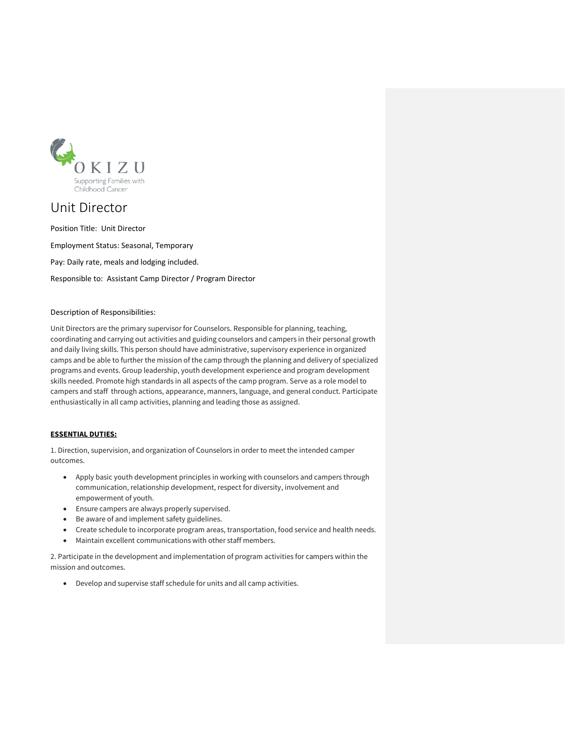OKIZU
Supporting Families with Childhood Cancer

# Unit Director

Position Title: Unit Director

Employment Status: Seasonal, Temporary

Pay: Daily rate, meals and lodging included.

Responsible to: Assistant Camp Director / Program Director

## Description of Responsibilities:

Unit Directors are the primary supervisor for Counselors. Responsible for planning, teaching, coordinating and carrying out activities and guiding counselors and campers in their personal growth and daily living skills. This person should have administrative, supervisory experience in organized camps and be able to further the mission of the camp through the planning and delivery of specialized programs and events. Group leadership, youth development experience and program development skills needed. Promote high standards in all aspects of the camp program. Serve as a role model to campers and staff through actions, appearance, manners, language, and general conduct. Participate enthusiastically in all camp activities, planning and leading those as assigned.

## ESSENTIAL DUTIES:

1. Direction, supervision, and organization of Counselors in order to meet the intended camper outcomes.

- Apply basic youth development principles in working with counselors and campers through communication, relationship development, respect for diversity, involvement and empowerment of youth.
- Ensure campers are always properly supervised.
- Be aware of and implement safety guidelines.
- Create schedule to incorporate program areas, transportation, food service and health needs.
- Maintain excellent communications with other staff members.

2. Participate in the development and implementation of program activities for campers within the mission and outcomes.

- Develop and supervise staff schedule for units and all camp activities.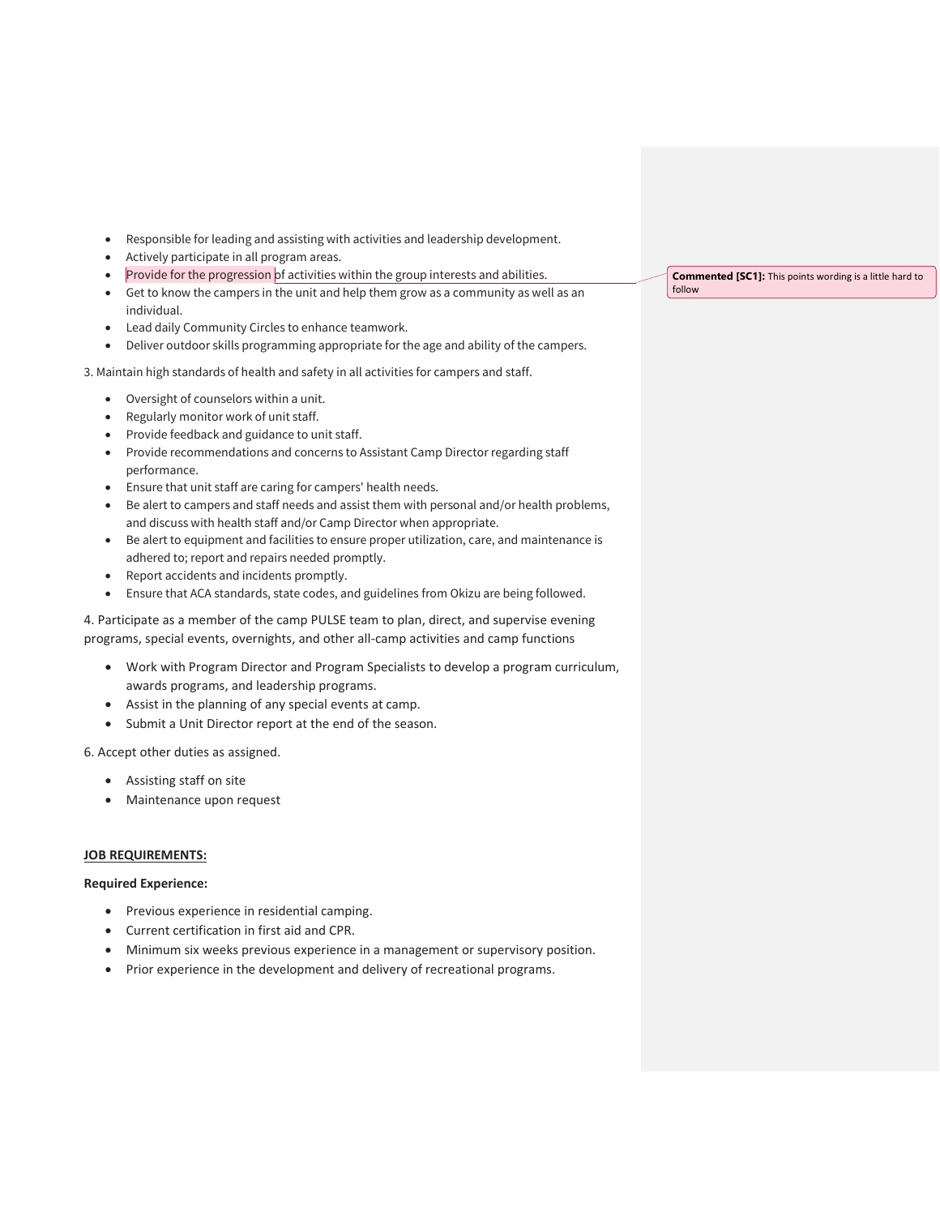- Responsible for leading and assisting with activities and leadership development.
- Actively participate in all program areas.
- Provide for the progression of activities within the group interests and abilities.
- Get to know the campers in the unit and help them grow as a community as well as an individual.
- Lead daily Community Circles to enhance teamwork.
- Deliver outdoor skills programming appropriate for the age and ability of the campers.

3. Maintain high standards of health and safety in all activities for campers and staff.

- Oversight of counselors within a unit.
- Regularly monitor work of unit staff.
- Provide feedback and guidance to unit staff.
- Provide recommendations and concerns to Assistant Camp Director regarding staff performance.
- Ensure that unit staff are caring for campers' health needs.
- Be alert to campers and staff needs and assist them with personal and/or health problems, and discuss with health staff and/or Camp Director when appropriate.
- Be alert to equipment and facilities to ensure proper utilization, care, and maintenance is adhered to; report and repairs needed promptly.
- Report accidents and incidents promptly.
- Ensure that ACA standards, state codes, and guidelines from Okizu are being followed.

4. Participate as a member of the camp PULSE team to plan, direct, and supervise evening programs, special events, overnights, and other all-camp activities and camp functions

- Work with Program Director and Program Specialists to develop a program curriculum, awards programs, and leadership programs.
- Assist in the planning of any special events at camp.
- Submit a Unit Director report at the end of the season.

6. Accept other duties as assigned.

- Assisting staff on site
- Maintenance upon request

**JOB REQUIREMENTS:**

**Required Experience:**

- Previous experience in residential camping.
- Current certification in first aid and CPR.
- Minimum six weeks previous experience in a management or supervisory position.
- Prior experience in the development and delivery of recreational programs.

**Commented [SC1]:** This points wording is a little hard to follow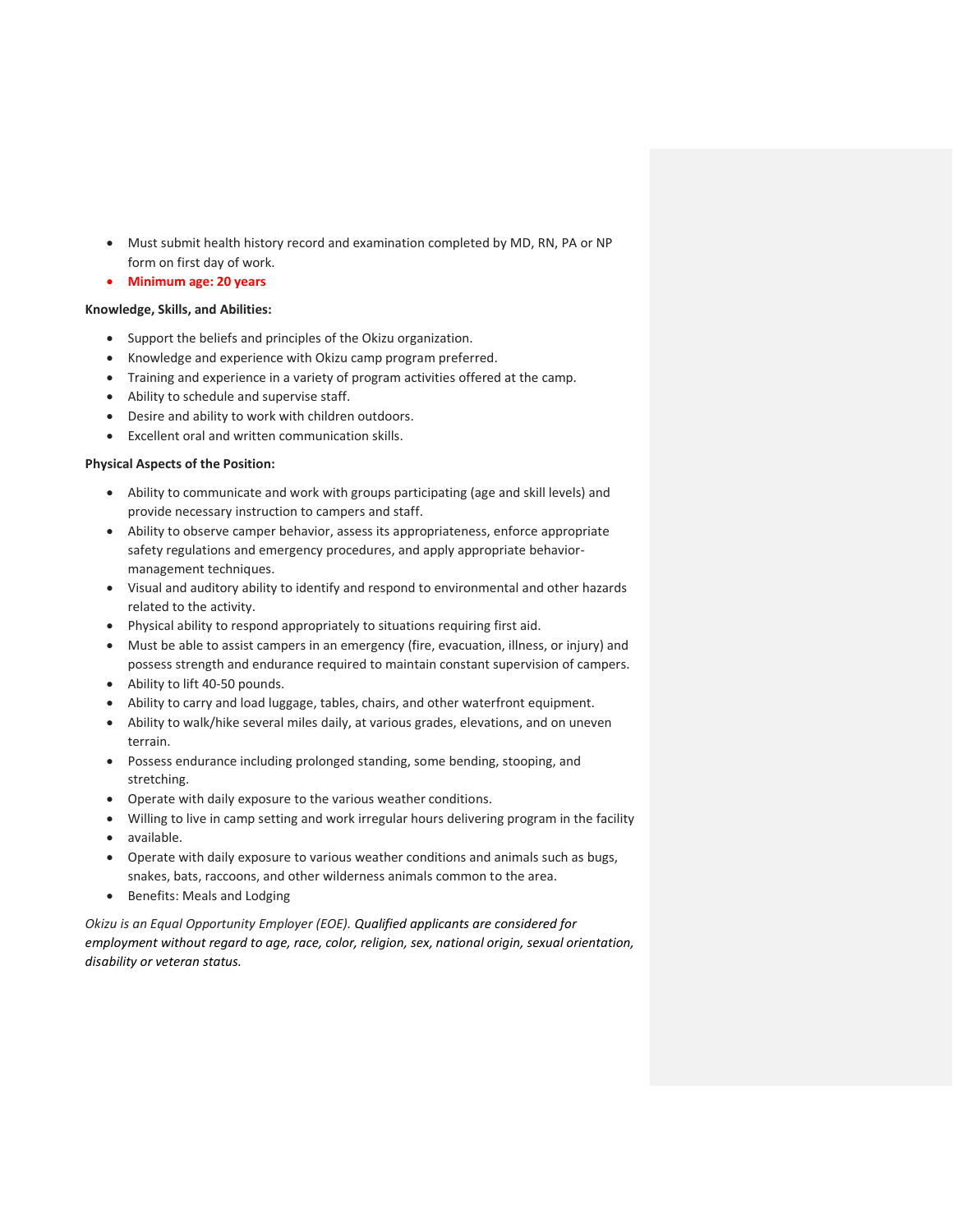- Must submit health history record and examination completed by MD, RN, PA or NP form on first day of work.
- **Minimum age: 20 years**

**Knowledge, Skills, and Abilities:**

- Support the beliefs and principles of the Okizu organization.
- Knowledge and experience with Okizu camp program preferred.
- Training and experience in a variety of program activities offered at the camp.
- Ability to schedule and supervise staff.
- Desire and ability to work with children outdoors.
- Excellent oral and written communication skills.

**Physical Aspects of the Position:**

- Ability to communicate and work with groups participating (age and skill levels) and provide necessary instruction to campers and staff.
- Ability to observe camper behavior, assess its appropriateness, enforce appropriate safety regulations and emergency procedures, and apply appropriate behavior-management techniques.
- Visual and auditory ability to identify and respond to environmental and other hazards related to the activity.
- Physical ability to respond appropriately to situations requiring first aid.
- Must be able to assist campers in an emergency (fire, evacuation, illness, or injury) and possess strength and endurance required to maintain constant supervision of campers.
- Ability to lift 40-50 pounds.
- Ability to carry and load luggage, tables, chairs, and other waterfront equipment.
- Ability to walk/hike several miles daily, at various grades, elevations, and on uneven terrain.
- Possess endurance including prolonged standing, some bending, stooping, and stretching.
- Operate with daily exposure to the various weather conditions.
- Willing to live in camp setting and work irregular hours delivering program in the facility
- available.
- Operate with daily exposure to various weather conditions and animals such as bugs, snakes, bats, raccoons, and other wilderness animals common to the area.
- Benefits: Meals and Lodging

*Okizu is an Equal Opportunity Employer (EOE). Qualified applicants are considered for employment without regard to age, race, color, religion, sex, national origin, sexual orientation, disability or veteran status.*